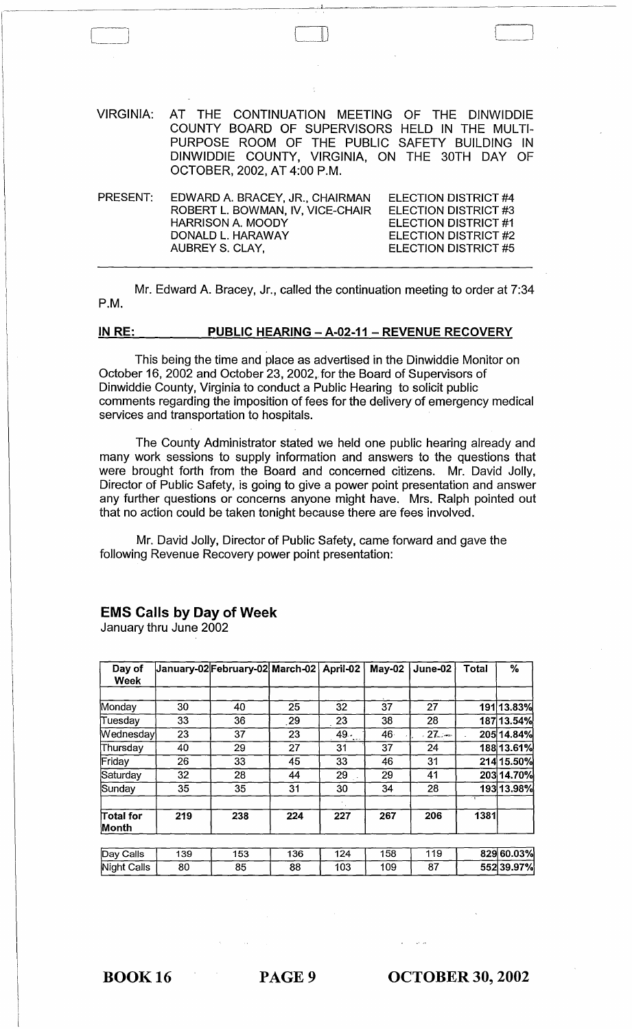VIRGINIA: AT THE CONTINUATION MEETING OF THE DINWIDDIE COUNTY BOARD OF SUPERVISORS HELD IN THE MULTI-PURPOSE ROOM OF THE PUBLIC SAFETY BUILDING IN DINWIDDIE COUNTY, VIRGINIA, ON THE 30TH DAY OF OCTOBER, 2002, AT 4:00 P.M.

| PRESENT: | | |
|---|---|---|
| | EDWARD A. BRACEY, JR., CHAIRMAN | ELECTION DISTRICT #4 |
| | ROBERT L. BOWMAN, IV, VICE-CHAIR | ELECTION DISTRICT #3 |
| | HARRISON A. MOODY | ELECTION DISTRICT #1 |
| | DONALD L. HARAWAY | ELECTION DISTRICT #2 |
| | AUBREY S. CLAY, | ELECTION DISTRICT #5 |

Mr. Edward A. Bracey, Jr., called the continuation meeting to order at 7:34 P.M.

**IN RE: PUBLIC HEARING – A-02-11 – REVENUE RECOVERY**

This being the time and place as advertised in the Dinwiddie Monitor on October 16, 2002 and October 23, 2002, for the Board of Supervisors of Dinwiddie County, Virginia to conduct a Public Hearing to solicit public comments regarding the imposition of fees for the delivery of emergency medical services and transportation to hospitals.

The County Administrator stated we held one public hearing already and many work sessions to supply information and answers to the questions that were brought forth from the Board and concerned citizens. Mr. David Jolly, Director of Public Safety, is going to give a power point presentation and answer any further questions or concerns anyone might have. Mrs. Ralph pointed out that no action could be taken tonight because there are fees involved.

Mr. David Jolly, Director of Public Safety, came forward and gave the following Revenue Recovery power point presentation:

## EMS Calls by Day of Week

January thru June 2002

| Day of Week | January-02 | February-02 | March-02 | April-02 | May-02 | June-02 | Total | % |
|---|---|---|---|---|---|---|---|---|
| Monday | 30 | 40 | 25 | 32 | 37 | 27 | 191 | 13.83% |
| Tuesday | 33 | 36 | 29 | 23 | 38 | 28 | 187 | 13.54% |
| Wednesday | 23 | 37 | 23 | 49 | 46 | 27 | 205 | 14.84% |
| Thursday | 40 | 29 | 27 | 31 | 37 | 24 | 188 | 13.61% |
| Friday | 26 | 33 | 45 | 33 | 46 | 31 | 214 | 15.50% |
| Saturday | 32 | 28 | 44 | 29 | 29 | 41 | 203 | 14.70% |
| Sunday | 35 | 35 | 31 | 30 | 34 | 28 | 193 | 13.98% |
| **Total for Month** | 219 | 238 | 224 | 227 | 267 | 206 | 1381 | |
| Day Calls | 139 | 153 | 136 | 124 | 158 | 119 | 829 | 60.03% |
| Night Calls | 80 | 85 | 88 | 103 | 109 | 87 | 552 | 39.97% |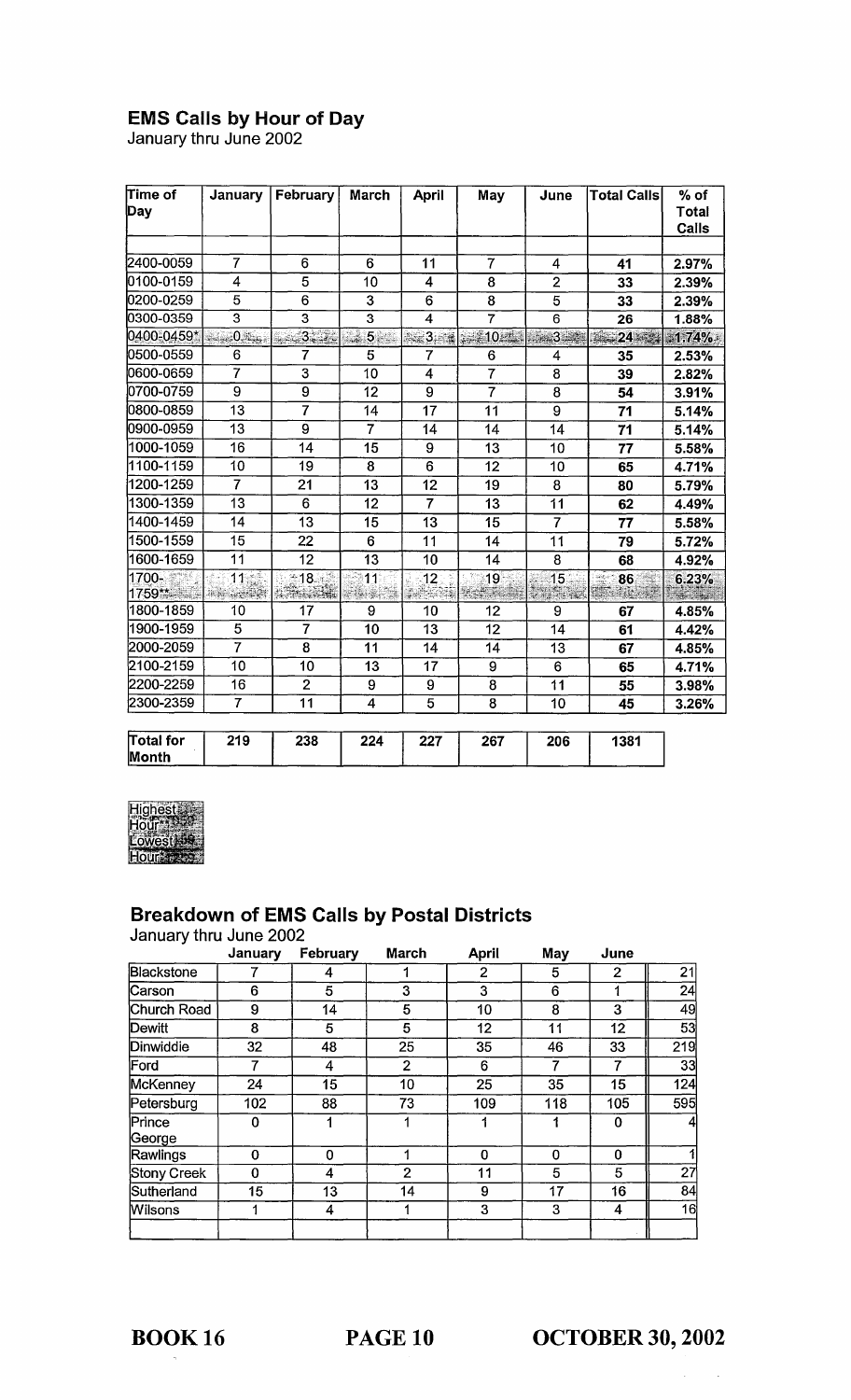## EMS Calls by Hour of Day

January thru June 2002

| Time of Day | January | February | March | April | May | June | Total Calls | % of Total Calls |
|---|---|---|---|---|---|---|---|---|
| 2400-0059 | 7 | 6 | 6 | 11 | 7 | 4 | **41** | **2.97%** |
| 0100-0159 | 4 | 5 | 10 | 4 | 8 | 2 | **33** | **2.39%** |
| 0200-0259 | 5 | 6 | 3 | 6 | 8 | 5 | **33** | **2.39%** |
| 0300-0359 | 3 | 3 | 3 | 4 | 7 | 6 | **26** | **1.88%** |
| 0400-0459* | 0 | 3 | 5 | 3 | 10 | 3 | **24** | **1.74%** |
| 0500-0559 | 6 | 7 | 5 | 7 | 6 | 4 | **35** | **2.53%** |
| 0600-0659 | 7 | 3 | 10 | 4 | 7 | 8 | **39** | **2.82%** |
| 0700-0759 | 9 | 9 | 12 | 9 | 7 | 8 | **54** | **3.91%** |
| 0800-0859 | 13 | 7 | 14 | 17 | 11 | 9 | **71** | **5.14%** |
| 0900-0959 | 13 | 9 | 7 | 14 | 14 | 14 | **71** | **5.14%** |
| 1000-1059 | 16 | 14 | 15 | 9 | 13 | 10 | **77** | **5.58%** |
| 1100-1159 | 10 | 19 | 8 | 6 | 12 | 10 | **65** | **4.71%** |
| 1200-1259 | 7 | 21 | 13 | 12 | 19 | 8 | **80** | **5.79%** |
| 1300-1359 | 13 | 6 | 12 | 7 | 13 | 11 | **62** | **4.49%** |
| 1400-1459 | 14 | 13 | 15 | 13 | 15 | 7 | **77** | **5.58%** |
| 1500-1559 | 15 | 22 | 6 | 11 | 14 | 11 | **79** | **5.72%** |
| 1600-1659 | 11 | 12 | 13 | 10 | 14 | 8 | **68** | **4.92%** |
| 1700-1759** | 11 | 18 | 11 | 12 | 19 | 15 | **86** | **6.23%** |
| 1800-1859 | 10 | 17 | 9 | 10 | 12 | 9 | **67** | **4.85%** |
| 1900-1959 | 5 | 7 | 10 | 13 | 12 | 14 | **61** | **4.42%** |
| 2000-2059 | 7 | 8 | 11 | 14 | 14 | 13 | **67** | **4.85%** |
| 2100-2159 | 10 | 10 | 13 | 17 | 9 | 6 | **65** | **4.71%** |
| 2200-2259 | 16 | 2 | 9 | 9 | 8 | 11 | **55** | **3.98%** |
| 2300-2359 | 7 | 11 | 4 | 5 | 8 | 10 | **45** | **3.26%** |
| **Total for Month** | **219** | **238** | **224** | **227** | **267** | **206** | **1381** | |

Highest Hour**
Lowest Hour*

## Breakdown of EMS Calls by Postal Districts

January thru June 2002

| | January | February | March | April | May | June | |
|---|---|---|---|---|---|---|---|
| Blackstone | 7 | 4 | 1 | 2 | 5 | 2 | 21 |
| Carson | 6 | 5 | 3 | 3 | 6 | 1 | 24 |
| Church Road | 9 | 14 | 5 | 10 | 8 | 3 | 49 |
| Dewitt | 8 | 5 | 5 | 12 | 11 | 12 | 53 |
| Dinwiddie | 32 | 48 | 25 | 35 | 46 | 33 | 219 |
| Ford | 7 | 4 | 2 | 6 | 7 | 7 | 33 |
| McKenney | 24 | 15 | 10 | 25 | 35 | 15 | 124 |
| Petersburg | 102 | 88 | 73 | 109 | 118 | 105 | 595 |
| Prince George | 0 | 1 | 1 | 1 | 1 | 0 | 4 |
| Rawlings | 0 | 0 | 1 | 0 | 0 | 0 | 1 |
| Stony Creek | 0 | 4 | 2 | 11 | 5 | 5 | 27 |
| Sutherland | 15 | 13 | 14 | 9 | 17 | 16 | 84 |
| Wilsons | 1 | 4 | 1 | 3 | 3 | 4 | 16 |
| | | | | | | | |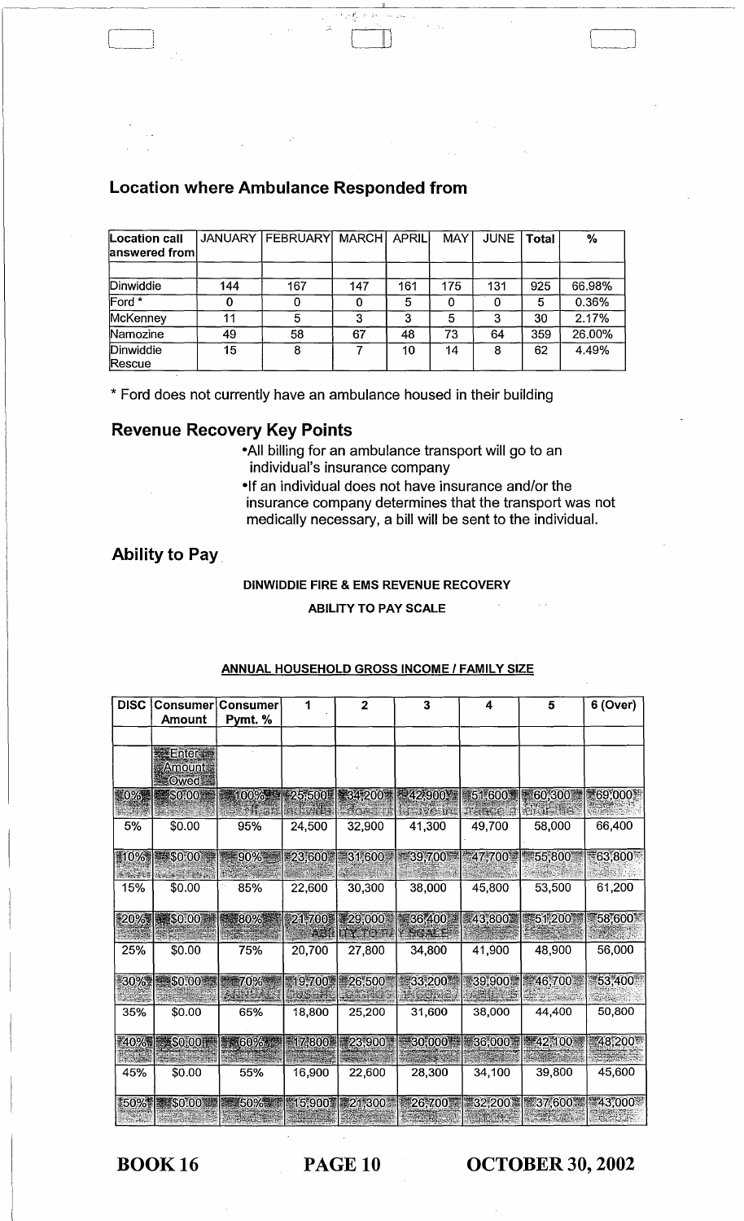## Location where Ambulance Responded from

| Location call answered from | JANUARY | FEBRUARY | MARCH | APRIL | MAY | JUNE | Total | % |
|---|---|---|---|---|---|---|---|---|
| | | | | | | | | |
| Dinwiddie | 144 | 167 | 147 | 161 | 175 | 131 | 925 | 66.98% |
| Ford * | 0 | 0 | 0 | 5 | 0 | 0 | 5 | 0.36% |
| McKenney | 11 | 5 | 3 | 3 | 5 | 3 | 30 | 2.17% |
| Namozine | 49 | 58 | 67 | 48 | 73 | 64 | 359 | 26.00% |
| Dinwiddie Rescue | 15 | 8 | 7 | 10 | 14 | 8 | 62 | 4.49% |

* Ford does not currently have an ambulance housed in their building

## Revenue Recovery Key Points

- All billing for an ambulance transport will go to an individual's insurance company
- If an individual does not have insurance and/or the insurance company determines that the transport was not medically necessary, a bill will be sent to the individual.

## Ability to Pay

**DINWIDDIE FIRE & EMS REVENUE RECOVERY**

**ABILITY TO PAY SCALE**

**ANNUAL HOUSEHOLD GROSS INCOME / FAMILY SIZE**

| DISC | Consumer Amount | Consumer Pymt. % | 1 | 2 | 3 | 4 | 5 | 6 (Over) |
|---|---|---|---|---|---|---|---|---|
| | | | | | | | | |
| | Enter Amount Owed | | | | | | | |
| 0% | $0.00 | 100% | 25,500 | 34,200 | 42,900 | 51,600 | 60,300 | 69,000 |
| 5% | $0.00 | 95% | 24,500 | 32,900 | 41,300 | 49,700 | 58,000 | 66,400 |
| 10% | $0.00 | 90% | 23,600 | 31,600 | 39,700 | 47,700 | 55,800 | 63,800 |
| 15% | $0.00 | 85% | 22,600 | 30,300 | 38,000 | 45,800 | 53,500 | 61,200 |
| 20% | $0.00 | 80% | 21,700 | 29,000 | 36,400 | 43,800 | 51,200 | 58,600 |
| 25% | $0.00 | 75% | 20,700 | 27,800 | 34,800 | 41,900 | 48,900 | 56,000 |
| 30% | $0.00 | 70% | 19,700 | 26,500 | 33,200 | 39,900 | 46,700 | 53,400 |
| 35% | $0.00 | 65% | 18,800 | 25,200 | 31,600 | 38,000 | 44,400 | 50,800 |
| 40% | $0.00 | 60% | 17,800 | 23,900 | 30,000 | 36,000 | 42,100 | 48,200 |
| 45% | $0.00 | 55% | 16,900 | 22,600 | 28,300 | 34,100 | 39,800 | 45,600 |
| 50% | $0.00 | 50% | 15,900 | 21,300 | 26,700 | 32,200 | 37,600 | 43,000 |

**BOOK 16 PAGE 10 OCTOBER 30, 2002**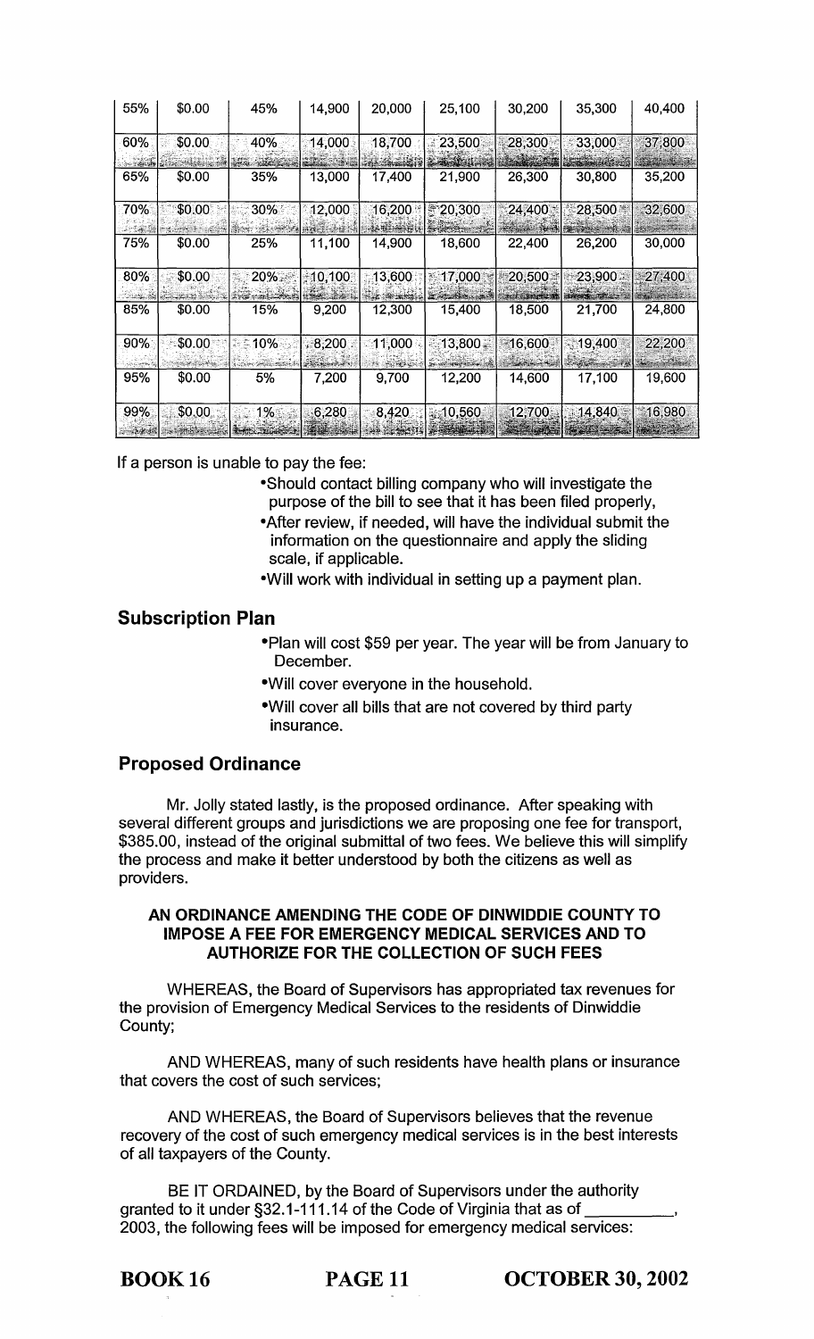| 55% | $0.00 | 45% | 14,900 | 20,000 | 25,100 | 30,200 | 35,300 | 40,400 |
|---|---|---|---|---|---|---|---|---|
| 60% | $0.00 | 40% | 14,000 | 18,700 | 23,500 | 28,300 | 33,000 | 37,800 |
| 65% | $0.00 | 35% | 13,000 | 17,400 | 21,900 | 26,300 | 30,800 | 35,200 |
| 70% | $0.00 | 30% | 12,000 | 16,200 | 20,300 | 24,400 | 28,500 | 32,600 |
| 75% | $0.00 | 25% | 11,100 | 14,900 | 18,600 | 22,400 | 26,200 | 30,000 |
| 80% | $0.00 | 20% | 10,100 | 13,600 | 17,000 | 20,500 | 23,900 | 27,400 |
| 85% | $0.00 | 15% | 9,200 | 12,300 | 15,400 | 18,500 | 21,700 | 24,800 |
| 90% | $0.00 | 10% | 8,200 | 11,000 | 13,800 | 16,600 | 19,400 | 22,200 |
| 95% | $0.00 | 5% | 7,200 | 9,700 | 12,200 | 14,600 | 17,100 | 19,600 |
| 99% | $0.00 | 1% | 6,280 | 8,420 | 10,560 | 12,700 | 14,840 | 16,980 |

If a person is unable to pay the fee:

- Should contact billing company who will investigate the purpose of the bill to see that it has been filed properly,
- After review, if needed, will have the individual submit the information on the questionnaire and apply the sliding scale, if applicable.
- Will work with individual in setting up a payment plan.

## Subscription Plan

- Plan will cost $59 per year. The year will be from January to December.
- Will cover everyone in the household.
- Will cover all bills that are not covered by third party insurance.

## Proposed Ordinance

Mr. Jolly stated lastly, is the proposed ordinance. After speaking with several different groups and jurisdictions we are proposing one fee for transport, $385.00, instead of the original submittal of two fees. We believe this will simplify the process and make it better understood by both the citizens as well as providers.

**AN ORDINANCE AMENDING THE CODE OF DINWIDDIE COUNTY TO IMPOSE A FEE FOR EMERGENCY MEDICAL SERVICES AND TO AUTHORIZE FOR THE COLLECTION OF SUCH FEES**

WHEREAS, the Board of Supervisors has appropriated tax revenues for the provision of Emergency Medical Services to the residents of Dinwiddie County;

AND WHEREAS, many of such residents have health plans or insurance that covers the cost of such services;

AND WHEREAS, the Board of Supervisors believes that the revenue recovery of the cost of such emergency medical services is in the best interests of all taxpayers of the County.

BE IT ORDAINED, by the Board of Supervisors under the authority granted to it under §32.1-111.14 of the Code of Virginia that as of __________, 2003, the following fees will be imposed for emergency medical services: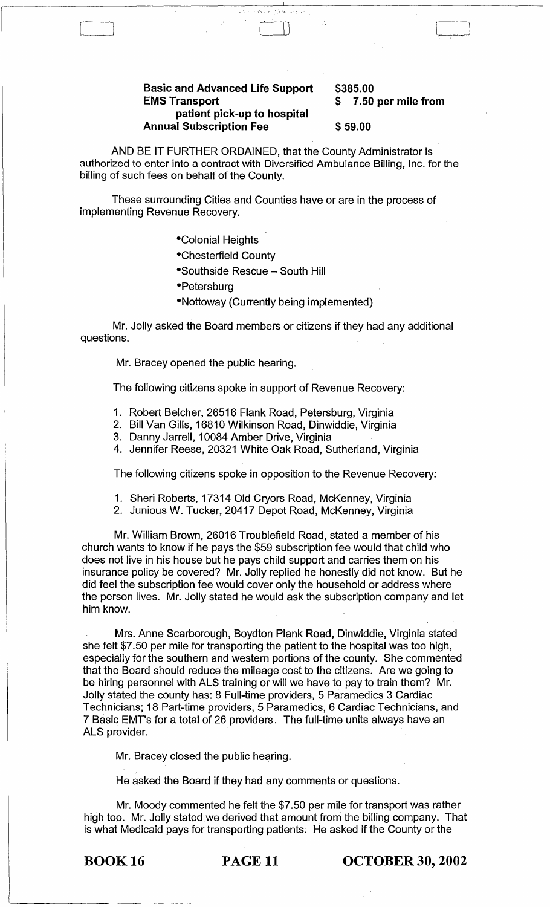| | |
|---|---|
| **Basic and Advanced Life Support** | **$385.00** |
| **EMS Transport patient pick-up to hospital** | **$ 7.50 per mile from** |
| **Annual Subscription Fee** | **$ 59.00** |

AND BE IT FURTHER ORDAINED, that the County Administrator is authorized to enter into a contract with Diversified Ambulance Billing, Inc. for the billing of such fees on behalf of the County.

These surrounding Cities and Counties have or are in the process of implementing Revenue Recovery.

- Colonial Heights
- Chesterfield County
- Southside Rescue – South Hill
- Petersburg
- Nottoway (Currently being implemented)

Mr. Jolly asked the Board members or citizens if they had any additional questions.

Mr. Bracey opened the public hearing.

The following citizens spoke in support of Revenue Recovery:

1. Robert Belcher, 26516 Flank Road, Petersburg, Virginia
2. Bill Van Gills, 16810 Wilkinson Road, Dinwiddie, Virginia
3. Danny Jarrell, 10084 Amber Drive, Virginia
4. Jennifer Reese, 20321 White Oak Road, Sutherland, Virginia

The following citizens spoke in opposition to the Revenue Recovery:

1. Sheri Roberts, 17314 Old Cryors Road, McKenney, Virginia
2. Junious W. Tucker, 20417 Depot Road, McKenney, Virginia

Mr. William Brown, 26016 Troublefield Road, stated a member of his church wants to know if he pays the $59 subscription fee would that child who does not live in his house but he pays child support and carries them on his insurance policy be covered? Mr. Jolly replied he honestly did not know. But he did feel the subscription fee would cover only the household or address where the person lives. Mr. Jolly stated he would ask the subscription company and let him know.

Mrs. Anne Scarborough, Boydton Plank Road, Dinwiddie, Virginia stated she felt $7.50 per mile for transporting the patient to the hospital was too high, especially for the southern and western portions of the county. She commented that the Board should reduce the mileage cost to the citizens. Are we going to be hiring personnel with ALS training or will we have to pay to train them? Mr. Jolly stated the county has: 8 Full-time providers, 5 Paramedics 3 Cardiac Technicians; 18 Part-time providers, 5 Paramedics, 6 Cardiac Technicians, and 7 Basic EMT's for a total of 26 providers. The full-time units always have an ALS provider.

Mr. Bracey closed the public hearing.

He asked the Board if they had any comments or questions.

Mr. Moody commented he felt the $7.50 per mile for transport was rather high too. Mr. Jolly stated we derived that amount from the billing company. That is what Medicaid pays for transporting patients. He asked if the County or the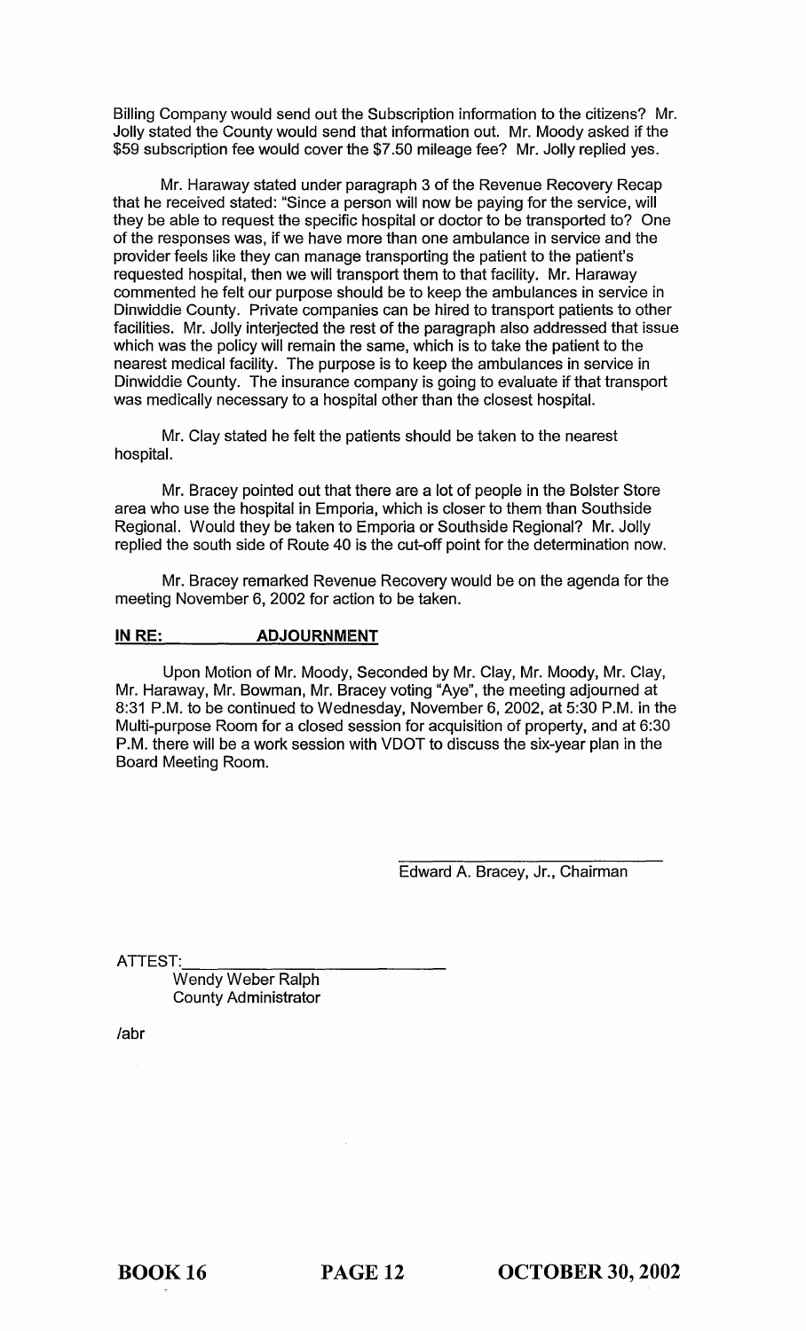Billing Company would send out the Subscription information to the citizens? Mr. Jolly stated the County would send that information out. Mr. Moody asked if the $59 subscription fee would cover the $7.50 mileage fee? Mr. Jolly replied yes.

Mr. Haraway stated under paragraph 3 of the Revenue Recovery Recap that he received stated: "Since a person will now be paying for the service, will they be able to request the specific hospital or doctor to be transported to? One of the responses was, if we have more than one ambulance in service and the provider feels like they can manage transporting the patient to the patient's requested hospital, then we will transport them to that facility. Mr. Haraway commented he felt our purpose should be to keep the ambulances in service in Dinwiddie County. Private companies can be hired to transport patients to other facilities. Mr. Jolly interjected the rest of the paragraph also addressed that issue which was the policy will remain the same, which is to take the patient to the nearest medical facility. The purpose is to keep the ambulances in service in Dinwiddie County. The insurance company is going to evaluate if that transport was medically necessary to a hospital other than the closest hospital.

Mr. Clay stated he felt the patients should be taken to the nearest hospital.

Mr. Bracey pointed out that there are a lot of people in the Bolster Store area who use the hospital in Emporia, which is closer to them than Southside Regional. Would they be taken to Emporia or Southside Regional? Mr. Jolly replied the south side of Route 40 is the cut-off point for the determination now.

Mr. Bracey remarked Revenue Recovery would be on the agenda for the meeting November 6, 2002 for action to be taken.

**IN RE: ADJOURNMENT**

Upon Motion of Mr. Moody, Seconded by Mr. Clay, Mr. Moody, Mr. Clay, Mr. Haraway, Mr. Bowman, Mr. Bracey voting "Aye", the meeting adjourned at 8:31 P.M. to be continued to Wednesday, November 6, 2002, at 5:30 P.M. in the Multi-purpose Room for a closed session for acquisition of property, and at 6:30 P.M. there will be a work session with VDOT to discuss the six-year plan in the Board Meeting Room.

\_\_\_\_\_\_\_\_\_\_\_\_\_\_\_\_\_\_\_\_\_\_\_\_\_\_\_\_\_\_
Edward A. Bracey, Jr., Chairman

ATTEST:\_\_\_\_\_\_\_\_\_\_\_\_\_\_\_\_\_\_\_\_\_\_\_\_\_\_\_\_
Wendy Weber Ralph
County Administrator

/abr

**BOOK 16 PAGE 12 OCTOBER 30, 2002**